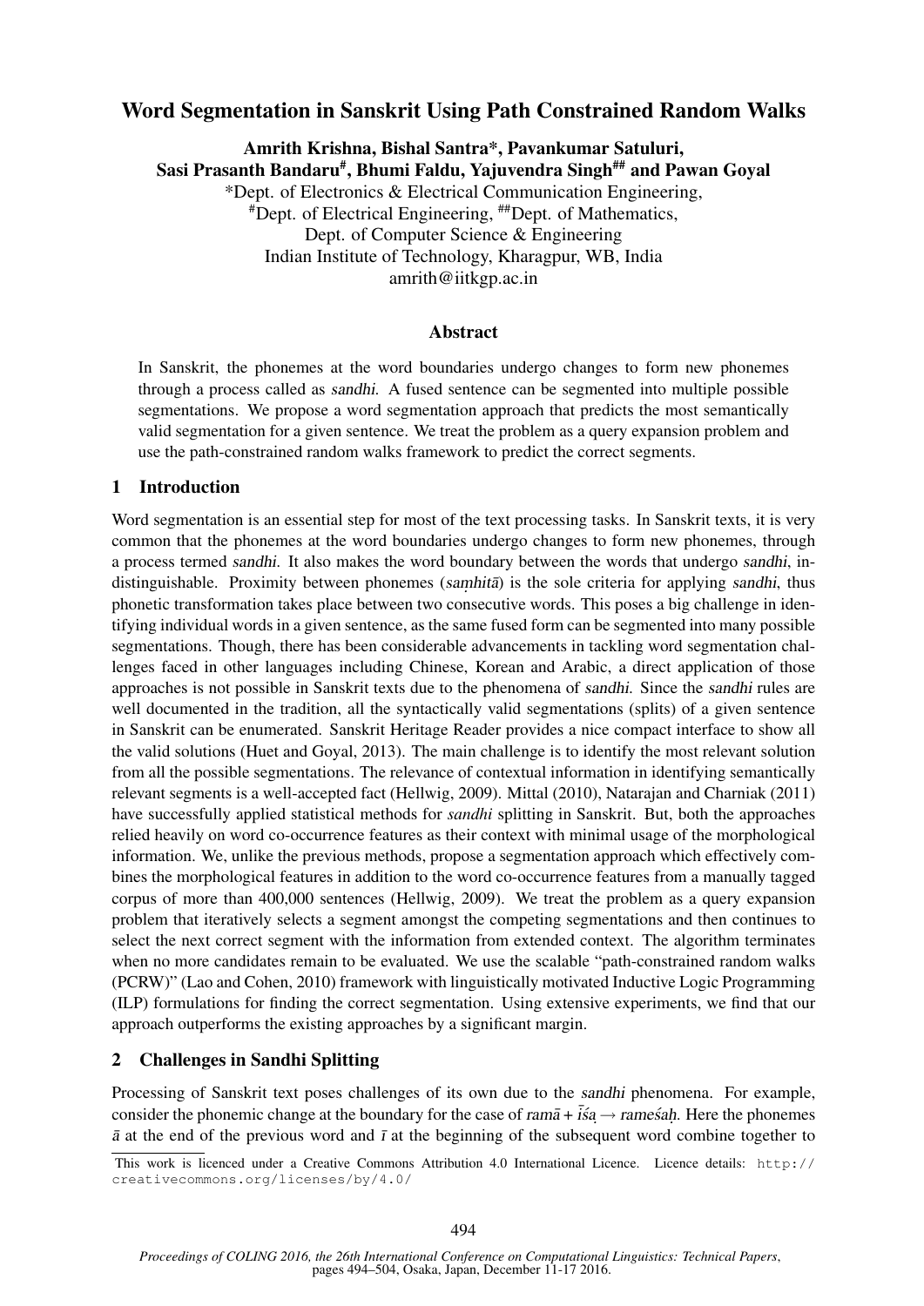# Word Segmentation in Sanskrit Using Path Constrained Random Walks

**Amrith Krishna, Bishal Santra\*, Pavankumar Satuluri, Sasi Prasanth Bandaru#, Bhumi Faldu, Yajuvendra Singh## and Pawan Goyal**

\*Dept. of Electronics & Electrical Communication Engineering,
#Dept. of Electrical Engineering, ##Dept. of Mathematics,
Dept. of Computer Science & Engineering
Indian Institute of Technology, Kharagpur, WB, India
amrith@iitkgp.ac.in

## Abstract

In Sanskrit, the phonemes at the word boundaries undergo changes to form new phonemes through a process called as *sandhi*. A fused sentence can be segmented into multiple possible segmentations. We propose a word segmentation approach that predicts the most semantically valid segmentation for a given sentence. We treat the problem as a query expansion problem and use the path-constrained random walks framework to predict the correct segments.

## 1 Introduction

Word segmentation is an essential step for most of the text processing tasks. In Sanskrit texts, it is very common that the phonemes at the word boundaries undergo changes to form new phonemes, through a process termed *sandhi*. It also makes the word boundary between the words that undergo *sandhi*, indistinguishable. Proximity between phonemes (*saṃhitā*) is the sole criteria for applying *sandhi*, thus phonetic transformation takes place between two consecutive words. This poses a big challenge in identifying individual words in a given sentence, as the same fused form can be segmented into many possible segmentations. Though, there has been considerable advancements in tackling word segmentation challenges faced in other languages including Chinese, Korean and Arabic, a direct application of those approaches is not possible in Sanskrit texts due to the phenomena of *sandhi*. Since the *sandhi* rules are well documented in the tradition, all the syntactically valid segmentations (splits) of a given sentence in Sanskrit can be enumerated. Sanskrit Heritage Reader provides a nice compact interface to show all the valid solutions (Huet and Goyal, 2013). The main challenge is to identify the most relevant solution from all the possible segmentations. The relevance of contextual information in identifying semantically relevant segments is a well-accepted fact (Hellwig, 2009). Mittal (2010), Natarajan and Charniak (2011) have successfully applied statistical methods for *sandhi* splitting in Sanskrit. But, both the approaches relied heavily on word co-occurrence features as their context with minimal usage of the morphological information. We, unlike the previous methods, propose a segmentation approach which effectively combines the morphological features in addition to the word co-occurrence features from a manually tagged corpus of more than 400,000 sentences (Hellwig, 2009). We treat the problem as a query expansion problem that iteratively selects a segment amongst the competing segmentations and then continues to select the next correct segment with the information from extended context. The algorithm terminates when no more candidates remain to be evaluated. We use the scalable "path-constrained random walks (PCRW)" (Lao and Cohen, 2010) framework with linguistically motivated Inductive Logic Programming (ILP) formulations for finding the correct segmentation. Using extensive experiments, we find that our approach outperforms the existing approaches by a significant margin.

## 2 Challenges in Sandhi Splitting

Processing of Sanskrit text poses challenges of its own due to the *sandhi* phenomena. For example, consider the phonemic change at the boundary for the case of *ramā* + *īśaḥ* → *rameśaḥ*. Here the phonemes *ā* at the end of the previous word and *ī* at the beginning of the subsequent word combine together to

This work is licenced under a Creative Commons Attribution 4.0 International Licence. Licence details: http://creativecommons.org/licenses/by/4.0/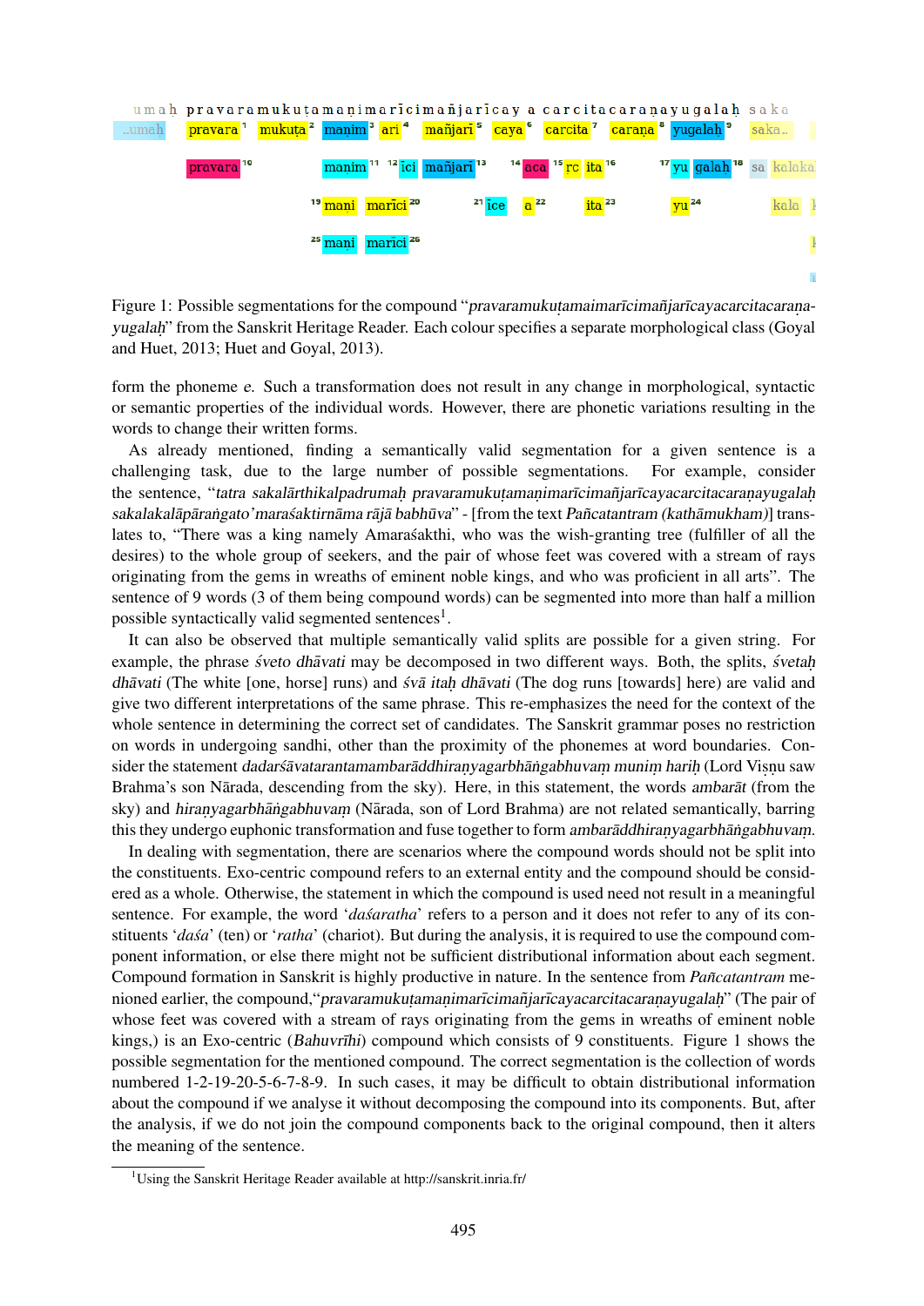Figure 1: Possible segmentations for the compound "*pravaramukuṭamaimarīcimañjarīcayacarcitacaraṇa-yugalaḥ*" from the Sanskrit Heritage Reader. Each colour specifies a separate morphological class (Goyal and Huet, 2013; Huet and Goyal, 2013).

form the phoneme *e*. Such a transformation does not result in any change in morphological, syntactic or semantic properties of the individual words. However, there are phonetic variations resulting in the words to change their written forms.

As already mentioned, finding a semantically valid segmentation for a given sentence is a challenging task, due to the large number of possible segmentations. For example, consider the sentence, "*tatra sakalārthikalpadrumaḥ pravaramukuṭamaṇimarīcimañjarīcayacarcitacaraṇayugalaḥ sakalakalāpāraṅgato'maraśaktirnāma rājā babhūva*" - [from the text *Pañcatantram (kathāmukham)*] translates to, "There was a king namely Amaraśakthi, who was the wish-granting tree (fulfiller of all the desires) to the whole group of seekers, and the pair of whose feet was covered with a stream of rays originating from the gems in wreaths of eminent noble kings, and who was proficient in all arts". The sentence of 9 words (3 of them being compound words) can be segmented into more than half a million possible syntactically valid segmented sentences[1].

It can also be observed that multiple semantically valid splits are possible for a given string. For example, the phrase *śveto dhāvati* may be decomposed in two different ways. Both, the splits, *śvetaḥ dhāvati* (The white [one, horse] runs) and *śvā itaḥ dhāvati* (The dog runs [towards] here) are valid and give two different interpretations of the same phrase. This re-emphasizes the need for the context of the whole sentence in determining the correct set of candidates. The Sanskrit grammar poses no restriction on words in undergoing sandhi, other than the proximity of the phonemes at word boundaries. Consider the statement *dadarśāvatarantamambarāddhiraṇyagarbhāṅgabhuvaṃ muniṃ hariḥ* (Lord Viṣṇu saw Brahma's son Nārada, descending from the sky). Here, in this statement, the words *ambarāt* (from the sky) and *hiraṇyagarbhāṅgabhuvaṃ* (Nārada, son of Lord Brahma) are not related semantically, barring this they undergo euphonic transformation and fuse together to form *ambarāddhiraṇyagarbhāṅgabhuvaṃ*.

In dealing with segmentation, there are scenarios where the compound words should not be split into the constituents. Exo-centric compound refers to an external entity and the compound should be considered as a whole. Otherwise, the statement in which the compound is used need not result in a meaningful sentence. For example, the word '*daśaratha*' refers to a person and it does not refer to any of its constituents '*daśa*' (ten) or '*ratha*' (chariot). But during the analysis, it is required to use the compound component information, or else there might not be sufficient distributional information about each segment. Compound formation in Sanskrit is highly productive in nature. In the sentence from *Pañcatantram* menioned earlier, the compound,"*pravaramukuṭamaṇimarīcimañjarīcayacarcitacaraṇayugalaḥ*" (The pair of whose feet was covered with a stream of rays originating from the gems in wreaths of eminent noble kings,) is an Exo-centric (*Bahuvrīhi*) compound which consists of 9 constituents. Figure 1 shows the possible segmentation for the mentioned compound. The correct segmentation is the collection of words numbered 1-2-19-20-5-6-7-8-9. In such cases, it may be difficult to obtain distributional information about the compound if we analyse it without decomposing the compound into its components. But, after the analysis, if we do not join the compound components back to the original compound, then it alters the meaning of the sentence.

[1] Using the Sanskrit Heritage Reader available at http://sanskrit.inria.fr/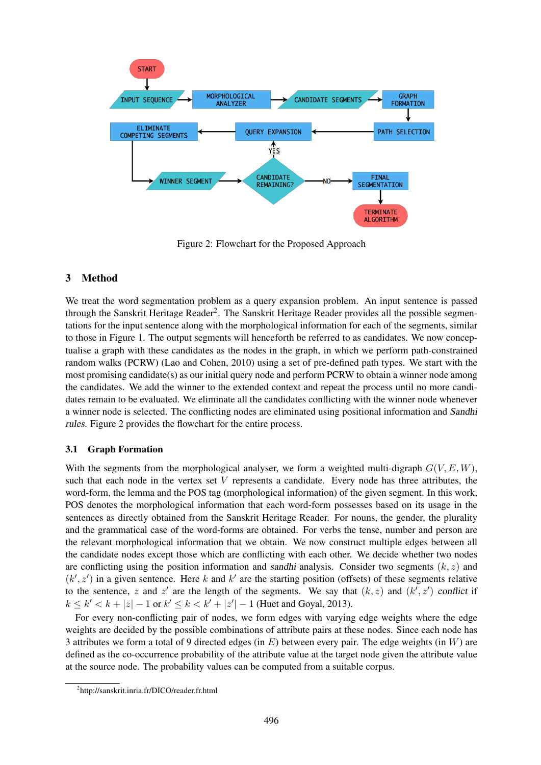Figure 2: Flowchart for the Proposed Approach

## 3 Method

We treat the word segmentation problem as a query expansion problem. An input sentence is passed through the Sanskrit Heritage Reader[2]. The Sanskrit Heritage Reader provides all the possible segmentations for the input sentence along with the morphological information for each of the segments, similar to those in Figure 1. The output segments will henceforth be referred to as candidates. We now conceptualise a graph with these candidates as the nodes in the graph, in which we perform path-constrained random walks (PCRW) (Lao and Cohen, 2010) using a set of pre-defined path types. We start with the most promising candidate(s) as our initial query node and perform PCRW to obtain a winner node among the candidates. We add the winner to the extended context and repeat the process until no more candidates remain to be evaluated. We eliminate all the candidates conflicting with the winner node whenever a winner node is selected. The conflicting nodes are eliminated using positional information and *Sandhi rules*. Figure 2 provides the flowchart for the entire process.

### 3.1 Graph Formation

With the segments from the morphological analyser, we form a weighted multi-digraph $G(V, E, W)$, such that each node in the vertex set $V$ represents a candidate. Every node has three attributes, the word-form, the lemma and the POS tag (morphological information) of the given segment. In this work, POS denotes the morphological information that each word-form possesses based on its usage in the sentences as directly obtained from the Sanskrit Heritage Reader. For nouns, the gender, the plurality and the grammatical case of the word-forms are obtained. For verbs the tense, number and person are the relevant morphological information that we obtain. We now construct multiple edges between all the candidate nodes except those which are conflicting with each other. We decide whether two nodes are conflicting using the position information and *sandhi* analysis. Consider two segments $(k, z)$ and $(k', z')$ in a given sentence. Here $k$ and $k'$ are the starting position (offsets) of these segments relative to the sentence, $z$ and $z'$ are the length of the segments. We say that $(k, z)$ and $(k', z')$ *conflict* if $k \leq k' < k + |z| - 1$ or $k' \leq k < k' + |z'| - 1$ (Huet and Goyal, 2013).

For every non-conflicting pair of nodes, we form edges with varying edge weights where the edge weights are decided by the possible combinations of attribute pairs at these nodes. Since each node has 3 attributes we form a total of 9 directed edges (in $E$) between every pair. The edge weights (in $W$) are defined as the co-occurrence probability of the attribute value at the target node given the attribute value at the source node. The probability values can be computed from a suitable corpus.

[2]http://sanskrit.inria.fr/DICO/reader.fr.html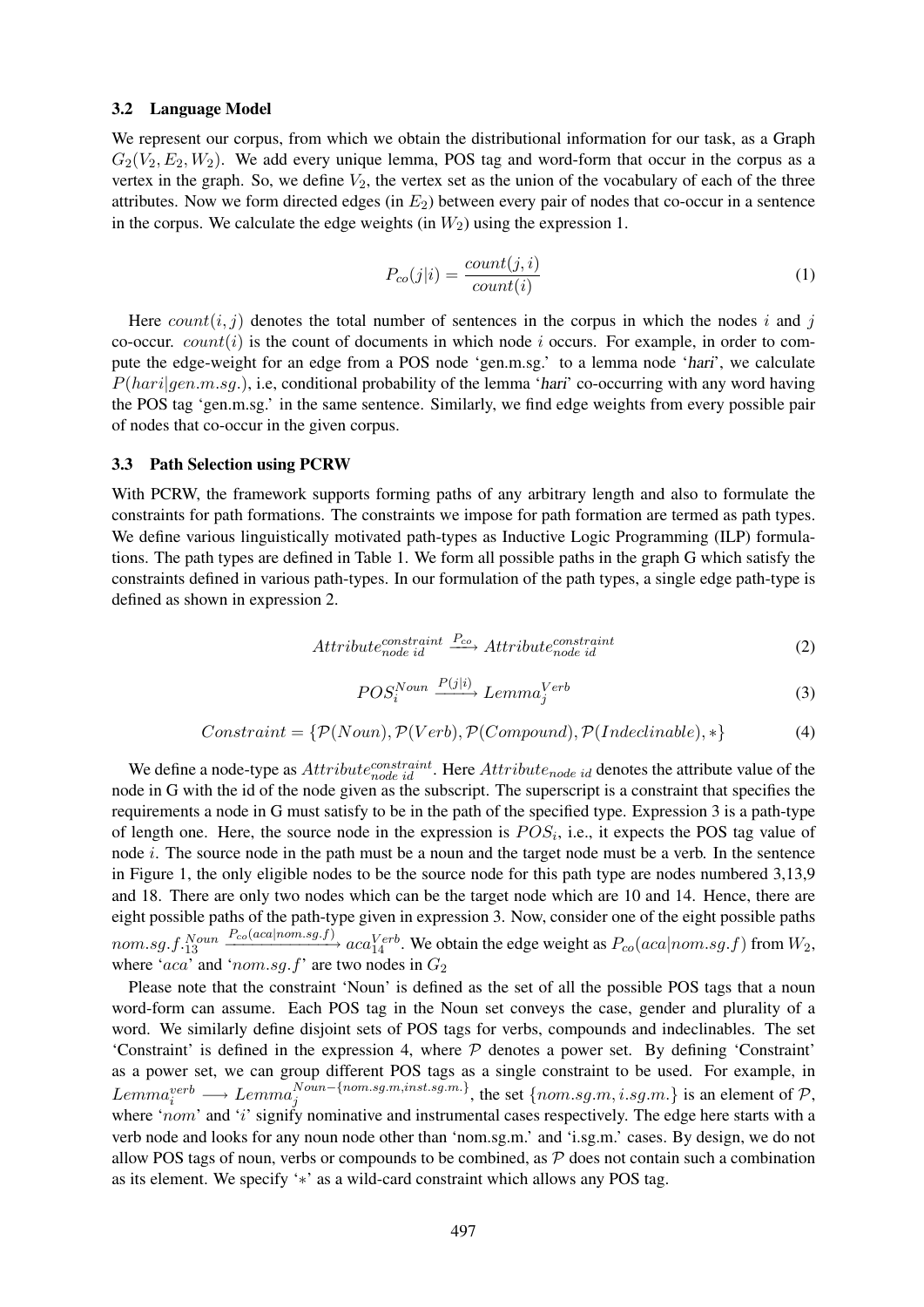### 3.2 Language Model

We represent our corpus, from which we obtain the distributional information for our task, as a Graph $G_2(V_2, E_2, W_2)$. We add every unique lemma, POS tag and word-form that occur in the corpus as a vertex in the graph. So, we define $V_2$, the vertex set as the union of the vocabulary of each of the three attributes. Now we form directed edges (in $E_2$) between every pair of nodes that co-occur in a sentence in the corpus. We calculate the edge weights (in $W_2$) using the expression 1.

$$P_{co}(j|i) = \frac{count(j,i)}{count(i)} \tag{1}$$

Here $count(i, j)$ denotes the total number of sentences in the corpus in which the nodes $i$ and $j$ co-occur. $count(i)$ is the count of documents in which node $i$ occurs. For example, in order to compute the edge-weight for an edge from a POS node 'gen.m.sg.' to a lemma node '*hari*', we calculate $P(hari|gen.m.sg.)$, i.e, conditional probability of the lemma '*hari*' co-occurring with any word having the POS tag 'gen.m.sg.' in the same sentence. Similarly, we find edge weights from every possible pair of nodes that co-occur in the given corpus.

### 3.3 Path Selection using PCRW

With PCRW, the framework supports forming paths of any arbitrary length and also to formulate the constraints for path formations. The constraints we impose for path formation are termed as path types. We define various linguistically motivated path-types as Inductive Logic Programming (ILP) formulations. The path types are defined in Table 1. We form all possible paths in the graph G which satisfy the constraints defined in various path-types. In our formulation of the path types, a single edge path-type is defined as shown in expression 2.

$$Attribute_{node\ id}^{constraint} \xrightarrow{P_{co}} Attribute_{node\ id}^{constraint} \tag{2}$$

$$POS_i^{Noun} \xrightarrow{P(j|i)} Lemma_j^{Verb} \tag{3}$$

$$Constraint = \{\mathcal{P}(Noun), \mathcal{P}(Verb), \mathcal{P}(Compound), \mathcal{P}(Indeclinable), *\} \tag{4}$$

We define a node-type as $Attribute_{node\ id}^{constraint}$. Here $Attribute_{node\ id}$ denotes the attribute value of the node in G with the id of the node given as the subscript. The superscript is a constraint that specifies the requirements a node in G must satisfy to be in the path of the specified type. Expression 3 is a path-type of length one. Here, the source node in the expression is $POS_i$, i.e., it expects the POS tag value of node $i$. The source node in the path must be a noun and the target node must be a verb. In the sentence in Figure 1, the only eligible nodes to be the source node for this path type are nodes numbered 3,13,9 and 18. There are only two nodes which can be the target node which are 10 and 14. Hence, there are eight possible paths of the path-type given in expression 3. Now, consider one of the eight possible paths $nom.sg.f._{13}^{Noun} \xrightarrow{P_{co}(aca|nom.sg.f)} aca_{14}^{Verb}$. We obtain the edge weight as $P_{co}(aca|nom.sg.f)$ from $W_2$, where '$aca$' and '$nom.sg.f$' are two nodes in $G_2$

Please note that the constraint 'Noun' is defined as the set of all the possible POS tags that a noun word-form can assume. Each POS tag in the Noun set conveys the case, gender and plurality of a word. We similarly define disjoint sets of POS tags for verbs, compounds and indeclinables. The set 'Constraint' is defined in the expression 4, where $\mathcal{P}$ denotes a power set. By defining 'Constraint' as a power set, we can group different POS tags as a single constraint to be used. For example, in $Lemma_i^{verb} \longrightarrow Lemma_j^{Noun-\{nom.sg.m,inst.sg.m.\}}$, the set $\{nom.sg.m, i.sg.m.\}$ is an element of $\mathcal{P}$, where '$nom$' and '$i$' signify nominative and instrumental cases respectively. The edge here starts with a verb node and looks for any noun node other than 'nom.sg.m.' and 'i.sg.m.' cases. By design, we do not allow POS tags of noun, verbs or compounds to be combined, as $\mathcal{P}$ does not contain such a combination as its element. We specify '$*$' as a wild-card constraint which allows any POS tag.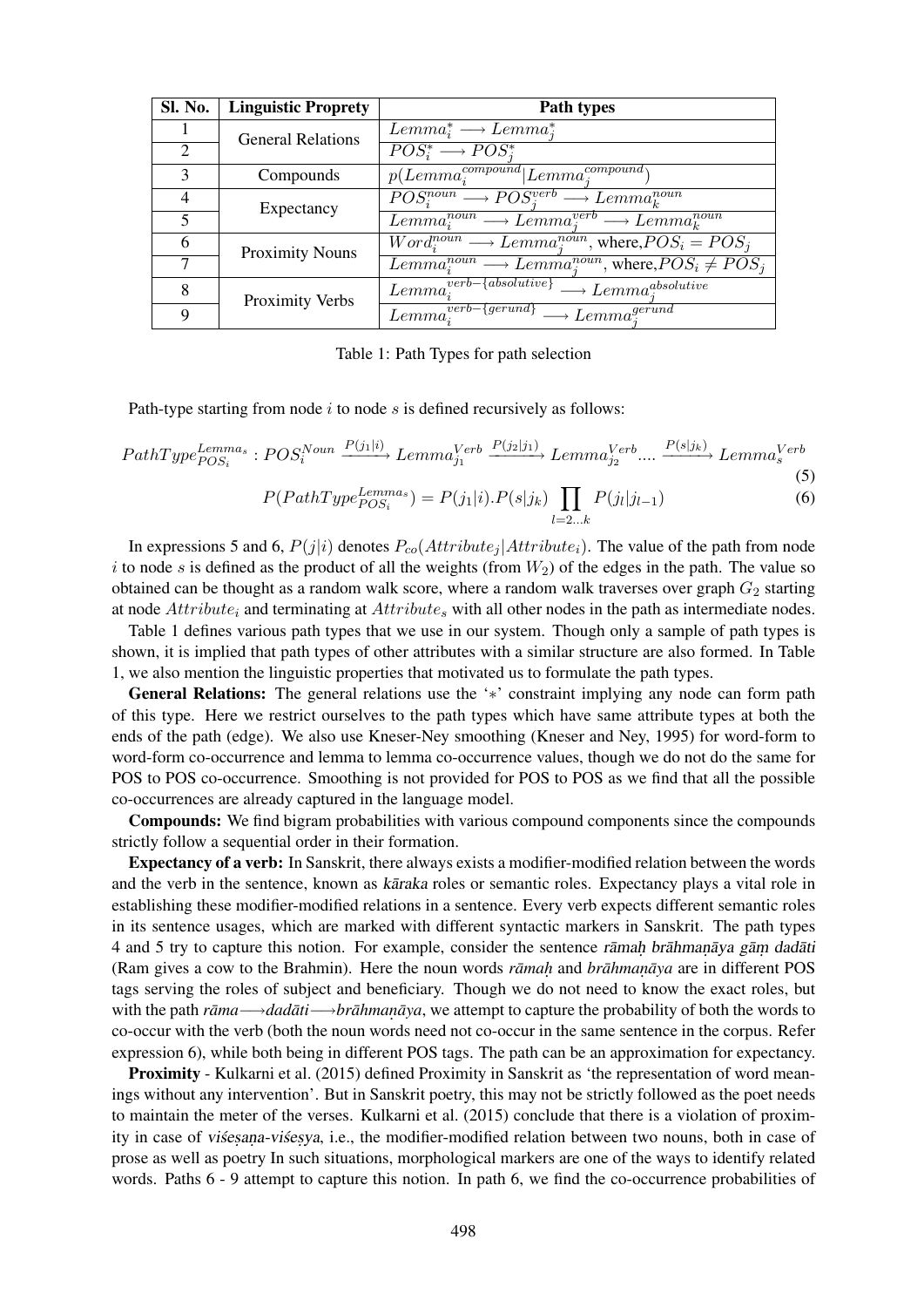| Sl. No. | Linguistic Proprety | Path types |
|---|---|---|
| 1 | General Relations | $Lemma_i^* \longrightarrow Lemma_j^*$ |
| 2 | | $POS_i^* \longrightarrow POS_j^*$ |
| 3 | Compounds | $p(Lemma_i^{compound} \mid Lemma_j^{compound})$ |
| 4 | Expectancy | $POS_i^{noun} \longrightarrow POS_j^{verb} \longrightarrow Lemma_k^{noun}$ |
| 5 | | $Lemma_i^{noun} \longrightarrow Lemma_j^{verb} \longrightarrow Lemma_k^{noun}$ |
| 6 | Proximity Nouns | $Word_i^{noun} \longrightarrow Lemma_j^{noun}$, where, $POS_i = POS_j$ |
| 7 | | $Lemma_i^{noun} \longrightarrow Lemma_j^{noun}$, where, $POS_i \neq POS_j$ |
| 8 | Proximity Verbs | $Lemma_i^{verb-\{absolutive\}} \longrightarrow Lemma_j^{absolutive}$ |
| 9 | | $Lemma_i^{verb-\{gerund\}} \longrightarrow Lemma_j^{gerund}$ |

Table 1: Path Types for path selection

Path-type starting from node $i$ to node $s$ is defined recursively as follows:

$$PathType_{POS_i}^{Lemma_s} : POS_i^{Noun} \xrightarrow{P(j_1|i)} Lemma_{j_1}^{Verb} \xrightarrow{P(j_2|j_1)} Lemma_{j_2}^{Verb} .... \xrightarrow{P(s|j_k)} Lemma_s^{Verb} \tag{5}$$

$$P(PathType_{POS_i}^{Lemma_s}) = P(j_1|i).P(s|j_k) \prod_{l=2...k} P(j_l|j_{l-1}) \tag{6}$$

In expressions 5 and 6, $P(j|i)$ denotes $P_{co}(Attribute_j|Attribute_i)$. The value of the path from node $i$ to node $s$ is defined as the product of all the weights (from $W_2$) of the edges in the path. The value so obtained can be thought as a random walk score, where a random walk traverses over graph $G_2$ starting at node $Attribute_i$ and terminating at $Attribute_s$ with all other nodes in the path as intermediate nodes.

Table 1 defines various path types that we use in our system. Though only a sample of path types is shown, it is implied that path types of other attributes with a similar structure are also formed. In Table 1, we also mention the linguistic properties that motivated us to formulate the path types.

**General Relations:** The general relations use the '$*$' constraint implying any node can form path of this type. Here we restrict ourselves to the path types which have same attribute types at both the ends of the path (edge). We also use Kneser-Ney smoothing (Kneser and Ney, 1995) for word-form to word-form co-occurrence and lemma to lemma co-occurrence values, though we do not do the same for POS to POS co-occurrence. Smoothing is not provided for POS to POS as we find that all the possible co-occurrences are already captured in the language model.

**Compounds:** We find bigram probabilities with various compound components since the compounds strictly follow a sequential order in their formation.

**Expectancy of a verb:** In Sanskrit, there always exists a modifier-modified relation between the words and the verb in the sentence, known as *kāraka* roles or semantic roles. Expectancy plays a vital role in establishing these modifier-modified relations in a sentence. Every verb expects different semantic roles in its sentence usages, which are marked with different syntactic markers in Sanskrit. The path types 4 and 5 try to capture this notion. For example, consider the sentence *rāmaḥ brāhmaṇāya gāṃ dadāti* (Ram gives a cow to the Brahmin). Here the noun words *rāmaḥ* and *brāhmaṇāya* are in different POS tags serving the roles of subject and beneficiary. Though we do not need to know the exact roles, but with the path *rāma*⟶*dadāti*⟶*brāhmaṇāya*, we attempt to capture the probability of both the words to co-occur with the verb (both the noun words need not co-occur in the same sentence in the corpus. Refer expression 6), while both being in different POS tags. The path can be an approximation for expectancy.

**Proximity** - Kulkarni et al. (2015) defined Proximity in Sanskrit as 'the representation of word meanings without any intervention'. But in Sanskrit poetry, this may not be strictly followed as the poet needs to maintain the meter of the verses. Kulkarni et al. (2015) conclude that there is a violation of proximity in case of *viśeṣaṇa-viśeṣya*, i.e., the modifier-modified relation between two nouns, both in case of prose as well as poetry In such situations, morphological markers are one of the ways to identify related words. Paths 6 - 9 attempt to capture this notion. In path 6, we find the co-occurrence probabilities of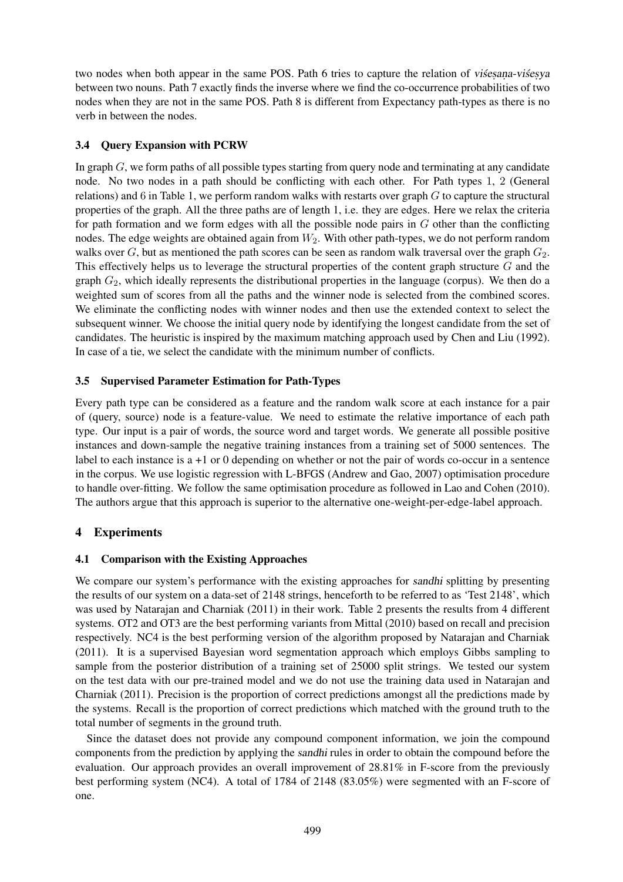two nodes when both appear in the same POS. Path 6 tries to capture the relation of *viśeṣaṇa-viśeṣya* between two nouns. Path 7 exactly finds the inverse where we find the co-occurrence probabilities of two nodes when they are not in the same POS. Path 8 is different from Expectancy path-types as there is no verb in between the nodes.

### 3.4 Query Expansion with PCRW

In graph $G$, we form paths of all possible types starting from query node and terminating at any candidate node. No two nodes in a path should be conflicting with each other. For Path types 1, 2 (General relations) and 6 in Table 1, we perform random walks with restarts over graph $G$ to capture the structural properties of the graph. All the three paths are of length 1, i.e. they are edges. Here we relax the criteria for path formation and we form edges with all the possible node pairs in $G$ other than the conflicting nodes. The edge weights are obtained again from $W_2$. With other path-types, we do not perform random walks over $G$, but as mentioned the path scores can be seen as random walk traversal over the graph $G_2$. This effectively helps us to leverage the structural properties of the content graph structure $G$ and the graph $G_2$, which ideally represents the distributional properties in the language (corpus). We then do a weighted sum of scores from all the paths and the winner node is selected from the combined scores. We eliminate the conflicting nodes with winner nodes and then use the extended context to select the subsequent winner. We choose the initial query node by identifying the longest candidate from the set of candidates. The heuristic is inspired by the maximum matching approach used by Chen and Liu (1992). In case of a tie, we select the candidate with the minimum number of conflicts.

### 3.5 Supervised Parameter Estimation for Path-Types

Every path type can be considered as a feature and the random walk score at each instance for a pair of (query, source) node is a feature-value. We need to estimate the relative importance of each path type. Our input is a pair of words, the source word and target words. We generate all possible positive instances and down-sample the negative training instances from a training set of 5000 sentences. The label to each instance is a +1 or 0 depending on whether or not the pair of words co-occur in a sentence in the corpus. We use logistic regression with L-BFGS (Andrew and Gao, 2007) optimisation procedure to handle over-fitting. We follow the same optimisation procedure as followed in Lao and Cohen (2010). The authors argue that this approach is superior to the alternative one-weight-per-edge-label approach.

## 4 Experiments

### 4.1 Comparison with the Existing Approaches

We compare our system's performance with the existing approaches for *sandhi* splitting by presenting the results of our system on a data-set of 2148 strings, henceforth to be referred to as 'Test 2148', which was used by Natarajan and Charniak (2011) in their work. Table 2 presents the results from 4 different systems. OT2 and OT3 are the best performing variants from Mittal (2010) based on recall and precision respectively. NC4 is the best performing version of the algorithm proposed by Natarajan and Charniak (2011). It is a supervised Bayesian word segmentation approach which employs Gibbs sampling to sample from the posterior distribution of a training set of 25000 split strings. We tested our system on the test data with our pre-trained model and we do not use the training data used in Natarajan and Charniak (2011). Precision is the proportion of correct predictions amongst all the predictions made by the systems. Recall is the proportion of correct predictions which matched with the ground truth to the total number of segments in the ground truth.

Since the dataset does not provide any compound component information, we join the compound components from the prediction by applying the *sandhi* rules in order to obtain the compound before the evaluation. Our approach provides an overall improvement of 28.81% in F-score from the previously best performing system (NC4). A total of 1784 of 2148 (83.05%) were segmented with an F-score of one.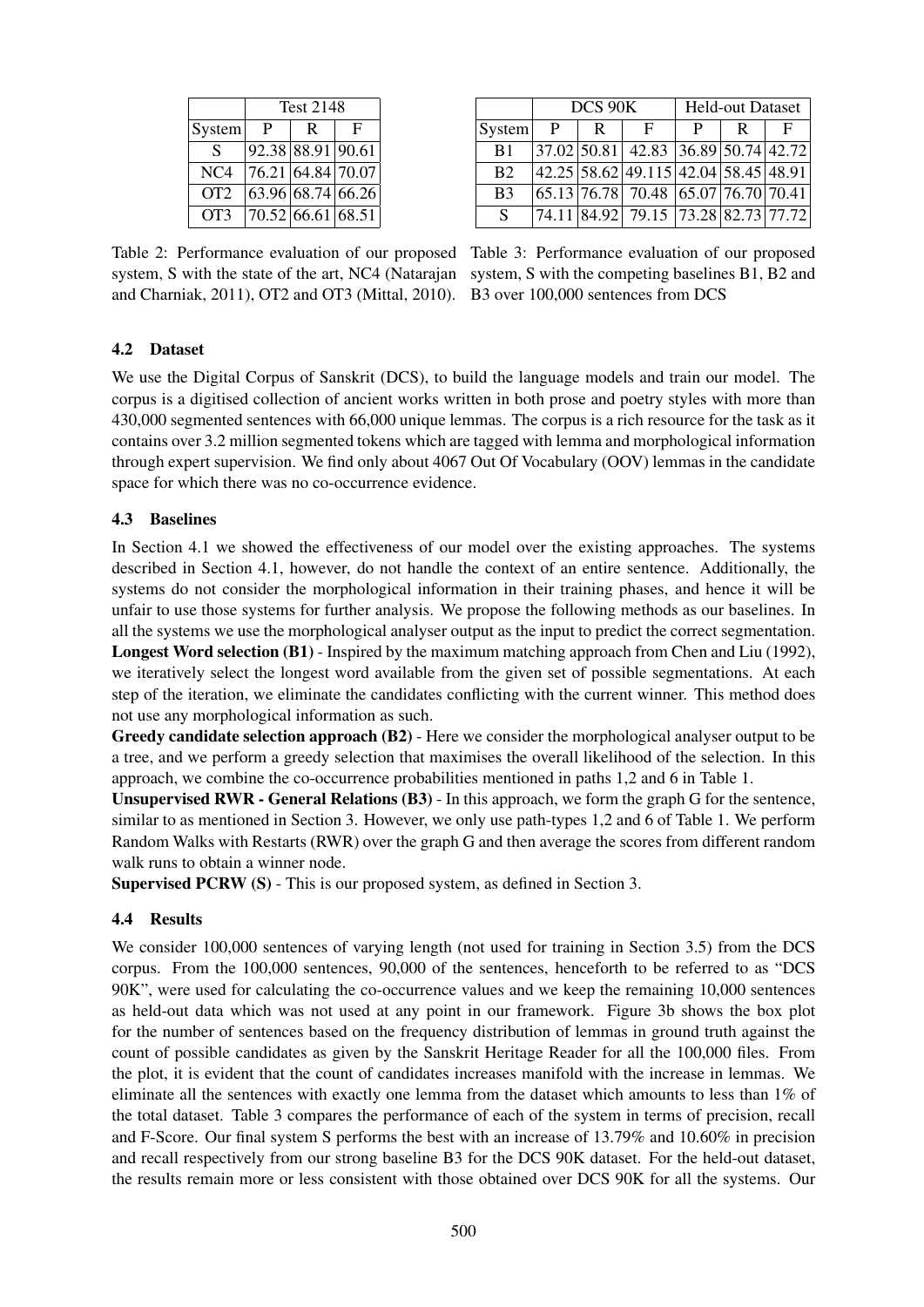| | Test 2148 | | |
|---|---|---|---|
| System | P | R | F |
| S | 92.38 | 88.91 | 90.61 |
| NC4 | 76.21 | 64.84 | 70.07 |
| OT2 | 63.96 | 68.74 | 66.26 |
| OT3 | 70.52 | 66.61 | 68.51 |

Table 2: Performance evaluation of our proposed system, S with the state of the art, NC4 (Natarajan and Charniak, 2011), OT2 and OT3 (Mittal, 2010).

| | DCS 90K | | | Held-out Dataset | | |
|---|---|---|---|---|---|---|
| System | P | R | F | P | R | F |
| B1 | 37.02 | 50.81 | 42.83 | 36.89 | 50.74 | 42.72 |
| B2 | 42.25 | 58.62 | 49.115 | 42.04 | 58.45 | 48.91 |
| B3 | 65.13 | 76.78 | 70.48 | 65.07 | 76.70 | 70.41 |
| S | 74.11 | 84.92 | 79.15 | 73.28 | 82.73 | 77.72 |

Table 3: Performance evaluation of our proposed system, S with the competing baselines B1, B2 and B3 over 100,000 sentences from DCS

### 4.2 Dataset

We use the Digital Corpus of Sanskrit (DCS), to build the language models and train our model. The corpus is a digitised collection of ancient works written in both prose and poetry styles with more than 430,000 segmented sentences with 66,000 unique lemmas. The corpus is a rich resource for the task as it contains over 3.2 million segmented tokens which are tagged with lemma and morphological information through expert supervision. We find only about 4067 Out Of Vocabulary (OOV) lemmas in the candidate space for which there was no co-occurrence evidence.

### 4.3 Baselines

In Section 4.1 we showed the effectiveness of our model over the existing approaches. The systems described in Section 4.1, however, do not handle the context of an entire sentence. Additionally, the systems do not consider the morphological information in their training phases, and hence it will be unfair to use those systems for further analysis. We propose the following methods as our baselines. In all the systems we use the morphological analyser output as the input to predict the correct segmentation.

**Longest Word selection (B1)** - Inspired by the maximum matching approach from Chen and Liu (1992), we iteratively select the longest word available from the given set of possible segmentations. At each step of the iteration, we eliminate the candidates conflicting with the current winner. This method does not use any morphological information as such.

**Greedy candidate selection approach (B2)** - Here we consider the morphological analyser output to be a tree, and we perform a greedy selection that maximises the overall likelihood of the selection. In this approach, we combine the co-occurrence probabilities mentioned in paths 1,2 and 6 in Table 1.

**Unsupervised RWR - General Relations (B3)** - In this approach, we form the graph G for the sentence, similar to as mentioned in Section 3. However, we only use path-types 1,2 and 6 of Table 1. We perform Random Walks with Restarts (RWR) over the graph G and then average the scores from different random walk runs to obtain a winner node.

**Supervised PCRW (S)** - This is our proposed system, as defined in Section 3.

### 4.4 Results

We consider 100,000 sentences of varying length (not used for training in Section 3.5) from the DCS corpus. From the 100,000 sentences, 90,000 of the sentences, henceforth to be referred to as "DCS 90K", were used for calculating the co-occurrence values and we keep the remaining 10,000 sentences as held-out data which was not used at any point in our framework. Figure 3b shows the box plot for the number of sentences based on the frequency distribution of lemmas in ground truth against the count of possible candidates as given by the Sanskrit Heritage Reader for all the 100,000 files. From the plot, it is evident that the count of candidates increases manifold with the increase in lemmas. We eliminate all the sentences with exactly one lemma from the dataset which amounts to less than 1% of the total dataset. Table 3 compares the performance of each of the system in terms of precision, recall and F-Score. Our final system S performs the best with an increase of 13.79% and 10.60% in precision and recall respectively from our strong baseline B3 for the DCS 90K dataset. For the held-out dataset, the results remain more or less consistent with those obtained over DCS 90K for all the systems. Our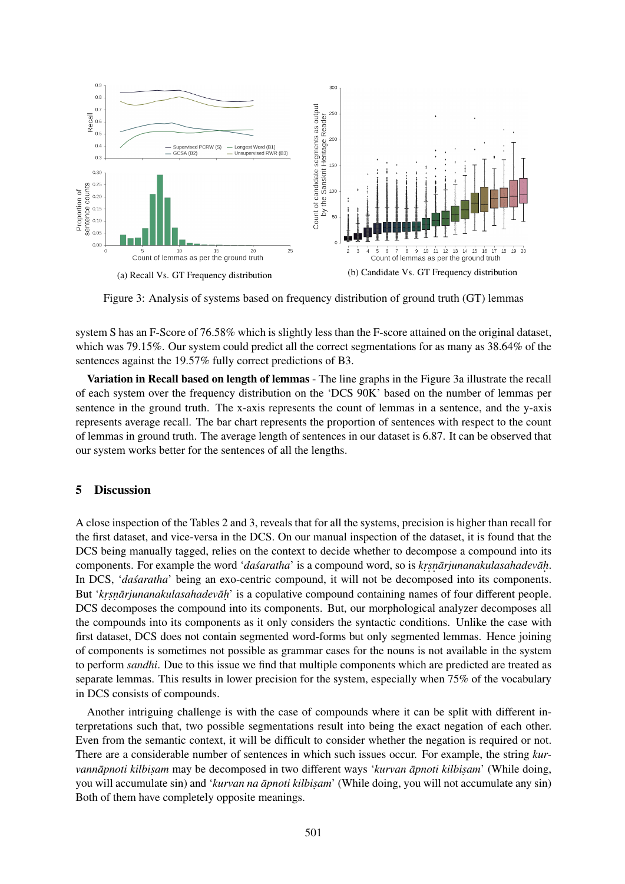(a) Recall Vs. GT Frequency distribution

(b) Candidate Vs. GT Frequency distribution

Figure 3: Analysis of systems based on frequency distribution of ground truth (GT) lemmas

system S has an F-Score of 76.58% which is slightly less than the F-score attained on the original dataset, which was 79.15%. Our system could predict all the correct segmentations for as many as 38.64% of the sentences against the 19.57% fully correct predictions of B3.

**Variation in Recall based on length of lemmas** - The line graphs in the Figure 3a illustrate the recall of each system over the frequency distribution on the 'DCS 90K' based on the number of lemmas per sentence in the ground truth. The x-axis represents the count of lemmas in a sentence, and the y-axis represents average recall. The bar chart represents the proportion of sentences with respect to the count of lemmas in ground truth. The average length of sentences in our dataset is 6.87. It can be observed that our system works better for the sentences of all the lengths.

## 5 Discussion

A close inspection of the Tables 2 and 3, reveals that for all the systems, precision is higher than recall for the first dataset, and vice-versa in the DCS. On our manual inspection of the dataset, it is found that the DCS being manually tagged, relies on the context to decide whether to decompose a compound into its components. For example the word '*daśaratha*' is a compound word, so is *kṛṣṇārjunanakulasahadevāḥ*. In DCS, '*daśaratha*' being an exo-centric compound, it will not be decomposed into its components. But '*kṛṣṇārjunanakulasahadevāḥ*' is a copulative compound containing names of four different people. DCS decomposes the compound into its components. But, our morphological analyzer decomposes all the compounds into its components as it only considers the syntactic conditions. Unlike the case with first dataset, DCS does not contain segmented word-forms but only segmented lemmas. Hence joining of components is sometimes not possible as grammar cases for the nouns is not available in the system to perform *sandhi*. Due to this issue we find that multiple components which are predicted are treated as separate lemmas. This results in lower precision for the system, especially when 75% of the vocabulary in DCS consists of compounds.

Another intriguing challenge is with the case of compounds where it can be split with different interpretations such that, two possible segmentations result into being the exact negation of each other. Even from the semantic context, it will be difficult to consider whether the negation is required or not. There are a considerable number of sentences in which such issues occur. For example, the string *kurvannāpnoti kilbiṣam* may be decomposed in two different ways '*kurvan āpnoti kilbiṣam*' (While doing, you will accumulate sin) and '*kurvan na āpnoti kilbiṣam*' (While doing, you will not accumulate any sin) Both of them have completely opposite meanings.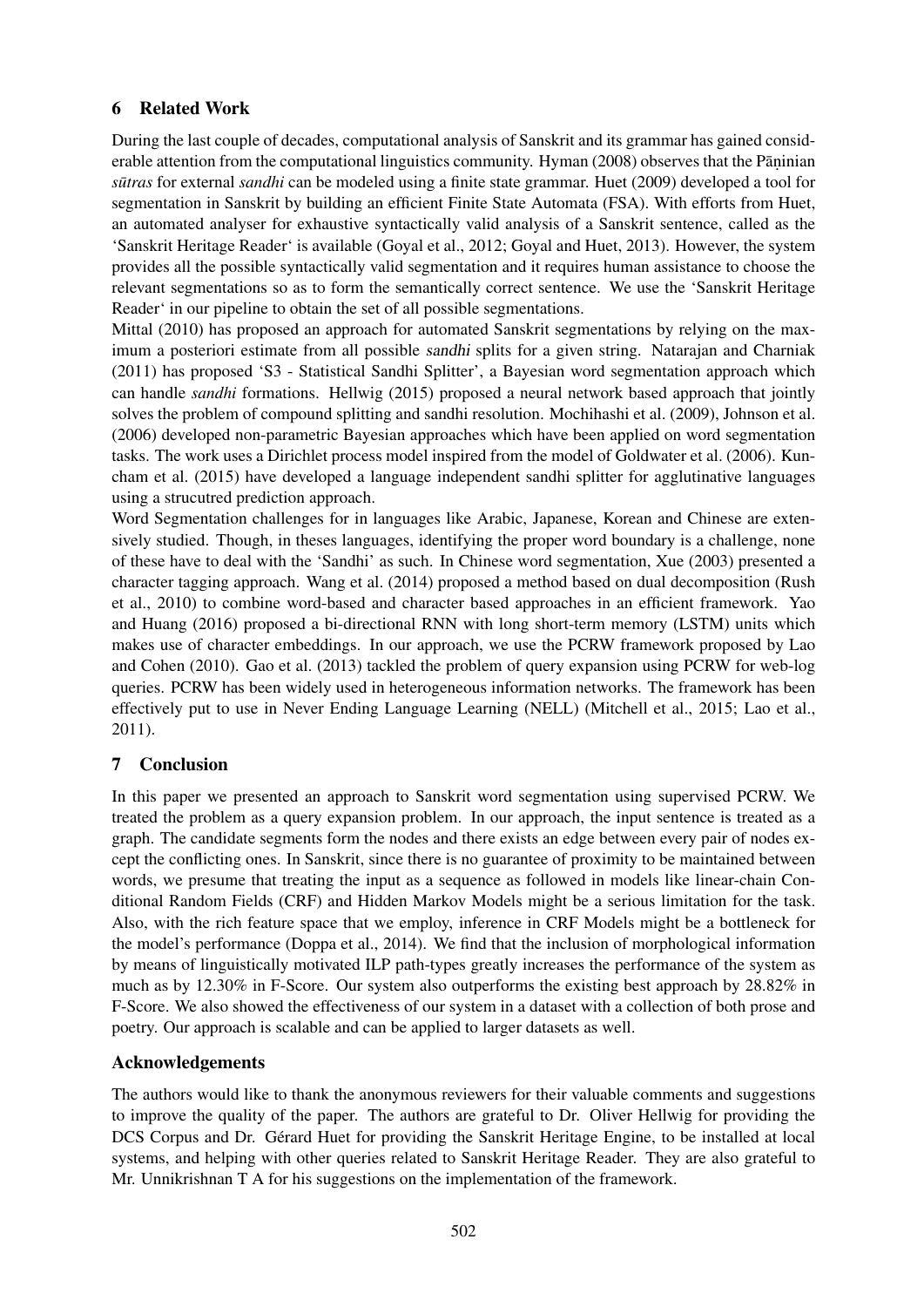## 6 Related Work

During the last couple of decades, computational analysis of Sanskrit and its grammar has gained considerable attention from the computational linguistics community. Hyman (2008) observes that the Pāṇinian *sūtras* for external *sandhi* can be modeled using a finite state grammar. Huet (2009) developed a tool for segmentation in Sanskrit by building an efficient Finite State Automata (FSA). With efforts from Huet, an automated analyser for exhaustive syntactically valid analysis of a Sanskrit sentence, called as the 'Sanskrit Heritage Reader' is available (Goyal et al., 2012; Goyal and Huet, 2013). However, the system provides all the possible syntactically valid segmentation and it requires human assistance to choose the relevant segmentations so as to form the semantically correct sentence. We use the 'Sanskrit Heritage Reader' in our pipeline to obtain the set of all possible segmentations.

Mittal (2010) has proposed an approach for automated Sanskrit segmentations by relying on the maximum a posteriori estimate from all possible *sandhi* splits for a given string. Natarajan and Charniak (2011) has proposed 'S3 - Statistical Sandhi Splitter', a Bayesian word segmentation approach which can handle *sandhi* formations. Hellwig (2015) proposed a neural network based approach that jointly solves the problem of compound splitting and sandhi resolution. Mochihashi et al. (2009), Johnson et al. (2006) developed non-parametric Bayesian approaches which have been applied on word segmentation tasks. The work uses a Dirichlet process model inspired from the model of Goldwater et al. (2006). Kuncham et al. (2015) have developed a language independent sandhi splitter for agglutinative languages using a strucutred prediction approach.

Word Segmentation challenges for in languages like Arabic, Japanese, Korean and Chinese are extensively studied. Though, in theses languages, identifying the proper word boundary is a challenge, none of these have to deal with the 'Sandhi' as such. In Chinese word segmentation, Xue (2003) presented a character tagging approach. Wang et al. (2014) proposed a method based on dual decomposition (Rush et al., 2010) to combine word-based and character based approaches in an efficient framework. Yao and Huang (2016) proposed a bi-directional RNN with long short-term memory (LSTM) units which makes use of character embeddings. In our approach, we use the PCRW framework proposed by Lao and Cohen (2010). Gao et al. (2013) tackled the problem of query expansion using PCRW for web-log queries. PCRW has been widely used in heterogeneous information networks. The framework has been effectively put to use in Never Ending Language Learning (NELL) (Mitchell et al., 2015; Lao et al., 2011).

## 7 Conclusion

In this paper we presented an approach to Sanskrit word segmentation using supervised PCRW. We treated the problem as a query expansion problem. In our approach, the input sentence is treated as a graph. The candidate segments form the nodes and there exists an edge between every pair of nodes except the conflicting ones. In Sanskrit, since there is no guarantee of proximity to be maintained between words, we presume that treating the input as a sequence as followed in models like linear-chain Conditional Random Fields (CRF) and Hidden Markov Models might be a serious limitation for the task. Also, with the rich feature space that we employ, inference in CRF Models might be a bottleneck for the model's performance (Doppa et al., 2014). We find that the inclusion of morphological information by means of linguistically motivated ILP path-types greatly increases the performance of the system as much as by 12.30% in F-Score. Our system also outperforms the existing best approach by 28.82% in F-Score. We also showed the effectiveness of our system in a dataset with a collection of both prose and poetry. Our approach is scalable and can be applied to larger datasets as well.

## Acknowledgements

The authors would like to thank the anonymous reviewers for their valuable comments and suggestions to improve the quality of the paper. The authors are grateful to Dr. Oliver Hellwig for providing the DCS Corpus and Dr. Gérard Huet for providing the Sanskrit Heritage Engine, to be installed at local systems, and helping with other queries related to Sanskrit Heritage Reader. They are also grateful to Mr. Unnikrishnan T A for his suggestions on the implementation of the framework.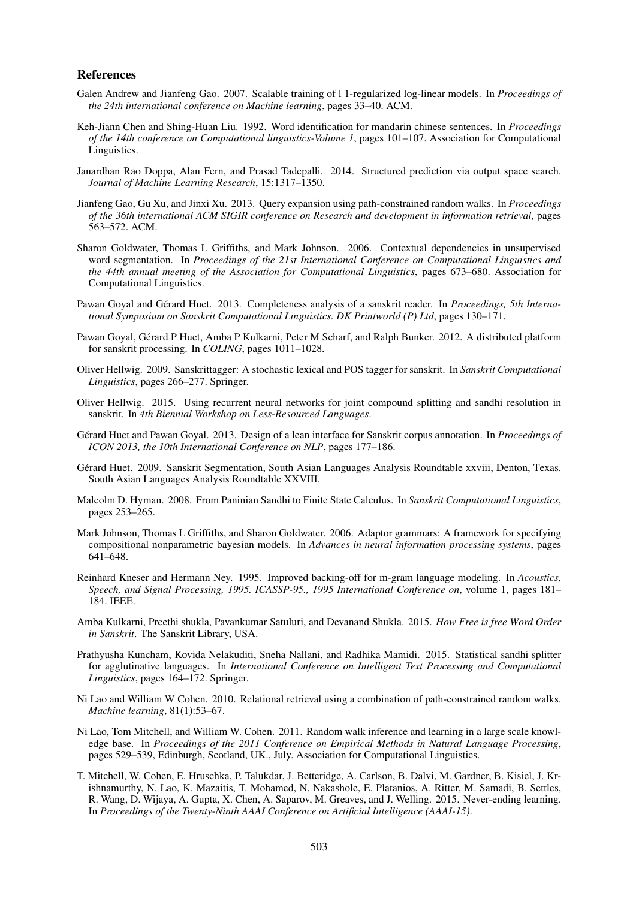## References

Galen Andrew and Jianfeng Gao. 2007. Scalable training of l 1-regularized log-linear models. In *Proceedings of the 24th international conference on Machine learning*, pages 33–40. ACM.

Keh-Jiann Chen and Shing-Huan Liu. 1992. Word identification for mandarin chinese sentences. In *Proceedings of the 14th conference on Computational linguistics-Volume 1*, pages 101–107. Association for Computational Linguistics.

Janardhan Rao Doppa, Alan Fern, and Prasad Tadepalli. 2014. Structured prediction via output space search. *Journal of Machine Learning Research*, 15:1317–1350.

Jianfeng Gao, Gu Xu, and Jinxi Xu. 2013. Query expansion using path-constrained random walks. In *Proceedings of the 36th international ACM SIGIR conference on Research and development in information retrieval*, pages 563–572. ACM.

Sharon Goldwater, Thomas L Griffiths, and Mark Johnson. 2006. Contextual dependencies in unsupervised word segmentation. In *Proceedings of the 21st International Conference on Computational Linguistics and the 44th annual meeting of the Association for Computational Linguistics*, pages 673–680. Association for Computational Linguistics.

Pawan Goyal and Gérard Huet. 2013. Completeness analysis of a sanskrit reader. In *Proceedings, 5th International Symposium on Sanskrit Computational Linguistics. DK Printworld (P) Ltd*, pages 130–171.

Pawan Goyal, Gérard P Huet, Amba P Kulkarni, Peter M Scharf, and Ralph Bunker. 2012. A distributed platform for sanskrit processing. In *COLING*, pages 1011–1028.

Oliver Hellwig. 2009. Sanskrittagger: A stochastic lexical and POS tagger for sanskrit. In *Sanskrit Computational Linguistics*, pages 266–277. Springer.

Oliver Hellwig. 2015. Using recurrent neural networks for joint compound splitting and sandhi resolution in sanskrit. In *4th Biennial Workshop on Less-Resourced Languages*.

Gérard Huet and Pawan Goyal. 2013. Design of a lean interface for Sanskrit corpus annotation. In *Proceedings of ICON 2013, the 10th International Conference on NLP*, pages 177–186.

Gérard Huet. 2009. Sanskrit Segmentation, South Asian Languages Analysis Roundtable xxviii, Denton, Texas. South Asian Languages Analysis Roundtable XXVIII.

Malcolm D. Hyman. 2008. From Paninian Sandhi to Finite State Calculus. In *Sanskrit Computational Linguistics*, pages 253–265.

Mark Johnson, Thomas L Griffiths, and Sharon Goldwater. 2006. Adaptor grammars: A framework for specifying compositional nonparametric bayesian models. In *Advances in neural information processing systems*, pages 641–648.

Reinhard Kneser and Hermann Ney. 1995. Improved backing-off for m-gram language modeling. In *Acoustics, Speech, and Signal Processing, 1995. ICASSP-95., 1995 International Conference on*, volume 1, pages 181–184. IEEE.

Amba Kulkarni, Preethi shukla, Pavankumar Satuluri, and Devanand Shukla. 2015. *How Free is free Word Order in Sanskrit*. The Sanskrit Library, USA.

Prathyusha Kuncham, Kovida Nelakuditi, Sneha Nallani, and Radhika Mamidi. 2015. Statistical sandhi splitter for agglutinative languages. In *International Conference on Intelligent Text Processing and Computational Linguistics*, pages 164–172. Springer.

Ni Lao and William W Cohen. 2010. Relational retrieval using a combination of path-constrained random walks. *Machine learning*, 81(1):53–67.

Ni Lao, Tom Mitchell, and William W. Cohen. 2011. Random walk inference and learning in a large scale knowledge base. In *Proceedings of the 2011 Conference on Empirical Methods in Natural Language Processing*, pages 529–539, Edinburgh, Scotland, UK., July. Association for Computational Linguistics.

T. Mitchell, W. Cohen, E. Hruschka, P. Talukdar, J. Betteridge, A. Carlson, B. Dalvi, M. Gardner, B. Kisiel, J. Krishnamurthy, N. Lao, K. Mazaitis, T. Mohamed, N. Nakashole, E. Platanios, A. Ritter, M. Samadi, B. Settles, R. Wang, D. Wijaya, A. Gupta, X. Chen, A. Saparov, M. Greaves, and J. Welling. 2015. Never-ending learning. In *Proceedings of the Twenty-Ninth AAAI Conference on Artificial Intelligence (AAAI-15)*.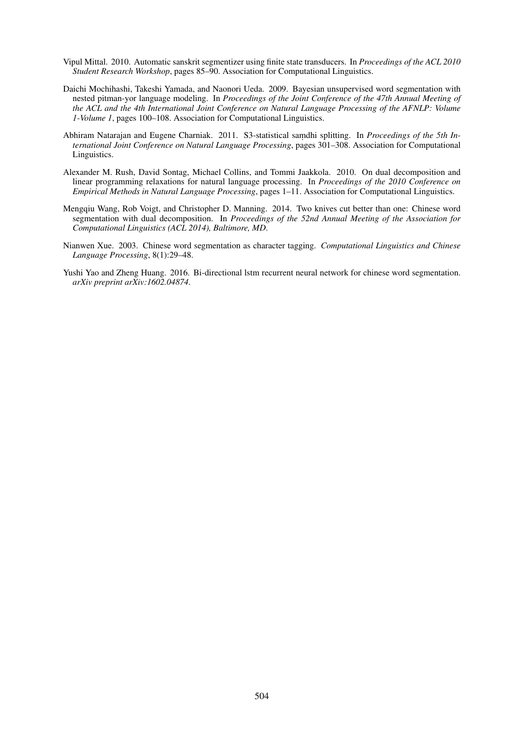Vipul Mittal. 2010. Automatic sanskrit segmentizer using finite state transducers. In *Proceedings of the ACL 2010 Student Research Workshop*, pages 85–90. Association for Computational Linguistics.

Daichi Mochihashi, Takeshi Yamada, and Naonori Ueda. 2009. Bayesian unsupervised word segmentation with nested pitman-yor language modeling. In *Proceedings of the Joint Conference of the 47th Annual Meeting of the ACL and the 4th International Joint Conference on Natural Language Processing of the AFNLP: Volume 1-Volume 1*, pages 100–108. Association for Computational Linguistics.

Abhiram Natarajan and Eugene Charniak. 2011. S3-statistical saṃdhi splitting. In *Proceedings of the 5th International Joint Conference on Natural Language Processing*, pages 301–308. Association for Computational Linguistics.

Alexander M. Rush, David Sontag, Michael Collins, and Tommi Jaakkola. 2010. On dual decomposition and linear programming relaxations for natural language processing. In *Proceedings of the 2010 Conference on Empirical Methods in Natural Language Processing*, pages 1–11. Association for Computational Linguistics.

Mengqiu Wang, Rob Voigt, and Christopher D. Manning. 2014. Two knives cut better than one: Chinese word segmentation with dual decomposition. In *Proceedings of the 52nd Annual Meeting of the Association for Computational Linguistics (ACL 2014), Baltimore, MD*.

Nianwen Xue. 2003. Chinese word segmentation as character tagging. *Computational Linguistics and Chinese Language Processing*, 8(1):29–48.

Yushi Yao and Zheng Huang. 2016. Bi-directional lstm recurrent neural network for chinese word segmentation. *arXiv preprint arXiv:1602.04874*.